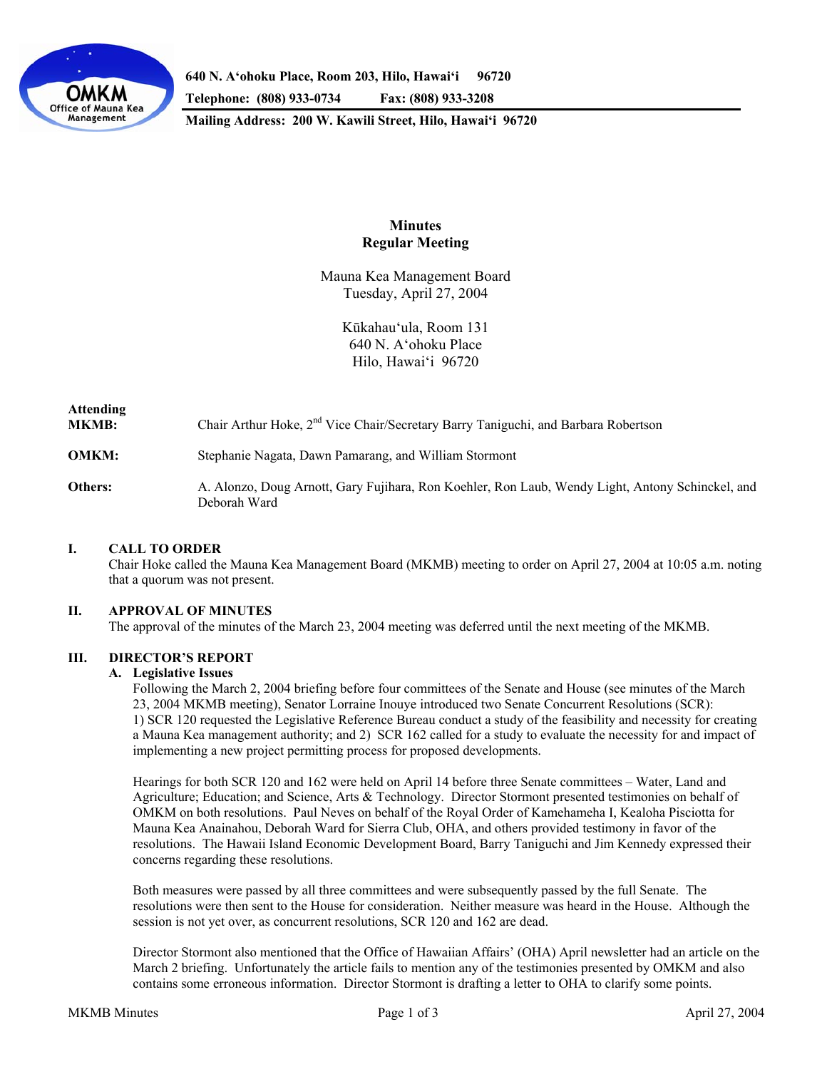640 N. A'ohoku Place, Room 203, Hilo, Hawai'i 96720
Telephone: (808) 933-0734 Fax: (808) 933-3208
Mailing Address: 200 W. Kawili Street, Hilo, Hawai'i 96720

# Minutes
## Regular Meeting

Mauna Kea Management Board
Tuesday, April 27, 2004

Kūkahau'ula, Room 131
640 N. A'ohoku Place
Hilo, Hawai'i 96720

**Attending MKMB:** Chair Arthur Hoke, 2nd Vice Chair/Secretary Barry Taniguchi, and Barbara Robertson

**OMKM:** Stephanie Nagata, Dawn Pamarang, and William Stormont

**Others:** A. Alonzo, Doug Arnott, Gary Fujihara, Ron Koehler, Ron Laub, Wendy Light, Antony Schinckel, and Deborah Ward

## I. CALL TO ORDER

Chair Hoke called the Mauna Kea Management Board (MKMB) meeting to order on April 27, 2004 at 10:05 a.m. noting that a quorum was not present.

## II. APPROVAL OF MINUTES

The approval of the minutes of the March 23, 2004 meeting was deferred until the next meeting of the MKMB.

## III. DIRECTOR'S REPORT

### A. Legislative Issues

Following the March 2, 2004 briefing before four committees of the Senate and House (see minutes of the March 23, 2004 MKMB meeting), Senator Lorraine Inouye introduced two Senate Concurrent Resolutions (SCR): 1) SCR 120 requested the Legislative Reference Bureau conduct a study of the feasibility and necessity for creating a Mauna Kea management authority; and 2) SCR 162 called for a study to evaluate the necessity for and impact of implementing a new project permitting process for proposed developments.

Hearings for both SCR 120 and 162 were held on April 14 before three Senate committees – Water, Land and Agriculture; Education; and Science, Arts & Technology. Director Stormont presented testimonies on behalf of OMKM on both resolutions. Paul Neves on behalf of the Royal Order of Kamehameha I, Kealoha Pisciotta for Mauna Kea Anainahou, Deborah Ward for Sierra Club, OHA, and others provided testimony in favor of the resolutions. The Hawaii Island Economic Development Board, Barry Taniguchi and Jim Kennedy expressed their concerns regarding these resolutions.

Both measures were passed by all three committees and were subsequently passed by the full Senate. The resolutions were then sent to the House for consideration. Neither measure was heard in the House. Although the session is not yet over, as concurrent resolutions, SCR 120 and 162 are dead.

Director Stormont also mentioned that the Office of Hawaiian Affairs' (OHA) April newsletter had an article on the March 2 briefing. Unfortunately the article fails to mention any of the testimonies presented by OMKM and also contains some erroneous information. Director Stormont is drafting a letter to OHA to clarify some points.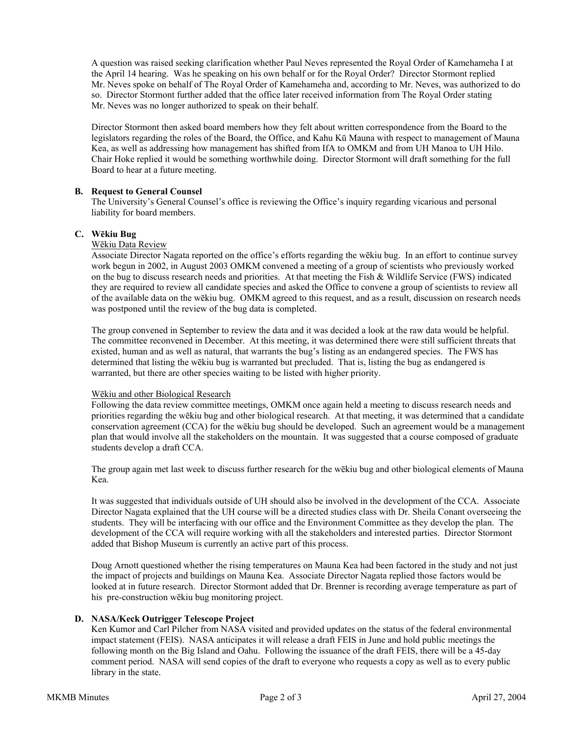A question was raised seeking clarification whether Paul Neves represented the Royal Order of Kamehameha I at the April 14 hearing. Was he speaking on his own behalf or for the Royal Order? Director Stormont replied Mr. Neves spoke on behalf of The Royal Order of Kamehameha and, according to Mr. Neves, was authorized to do so. Director Stormont further added that the office later received information from The Royal Order stating Mr. Neves was no longer authorized to speak on their behalf.

Director Stormont then asked board members how they felt about written correspondence from the Board to the legislators regarding the roles of the Board, the Office, and Kahu Kū Mauna with respect to management of Mauna Kea, as well as addressing how management has shifted from IfA to OMKM and from UH Manoa to UH Hilo. Chair Hoke replied it would be something worthwhile doing. Director Stormont will draft something for the full Board to hear at a future meeting.

**B. Request to General Counsel**

The University's General Counsel's office is reviewing the Office's inquiry regarding vicarious and personal liability for board members.

**C. Wēkiu Bug**

Wēkiu Data Review

Associate Director Nagata reported on the office's efforts regarding the wēkiu bug. In an effort to continue survey work begun in 2002, in August 2003 OMKM convened a meeting of a group of scientists who previously worked on the bug to discuss research needs and priorities. At that meeting the Fish & Wildlife Service (FWS) indicated they are required to review all candidate species and asked the Office to convene a group of scientists to review all of the available data on the wēkiu bug. OMKM agreed to this request, and as a result, discussion on research needs was postponed until the review of the bug data is completed.

The group convened in September to review the data and it was decided a look at the raw data would be helpful. The committee reconvened in December. At this meeting, it was determined there were still sufficient threats that existed, human and as well as natural, that warrants the bug's listing as an endangered species. The FWS has determined that listing the wēkiu bug is warranted but precluded. That is, listing the bug as endangered is warranted, but there are other species waiting to be listed with higher priority.

Wēkiu and other Biological Research

Following the data review committee meetings, OMKM once again held a meeting to discuss research needs and priorities regarding the wēkiu bug and other biological research. At that meeting, it was determined that a candidate conservation agreement (CCA) for the wēkiu bug should be developed. Such an agreement would be a management plan that would involve all the stakeholders on the mountain. It was suggested that a course composed of graduate students develop a draft CCA.

The group again met last week to discuss further research for the wēkiu bug and other biological elements of Mauna Kea.

It was suggested that individuals outside of UH should also be involved in the development of the CCA. Associate Director Nagata explained that the UH course will be a directed studies class with Dr. Sheila Conant overseeing the students. They will be interfacing with our office and the Environment Committee as they develop the plan. The development of the CCA will require working with all the stakeholders and interested parties. Director Stormont added that Bishop Museum is currently an active part of this process.

Doug Arnott questioned whether the rising temperatures on Mauna Kea had been factored in the study and not just the impact of projects and buildings on Mauna Kea. Associate Director Nagata replied those factors would be looked at in future research. Director Stormont added that Dr. Brenner is recording average temperature as part of his pre-construction wēkiu bug monitoring project.

**D. NASA/Keck Outrigger Telescope Project**

Ken Kumor and Carl Pilcher from NASA visited and provided updates on the status of the federal environmental impact statement (FEIS). NASA anticipates it will release a draft FEIS in June and hold public meetings the following month on the Big Island and Oahu. Following the issuance of the draft FEIS, there will be a 45-day comment period. NASA will send copies of the draft to everyone who requests a copy as well as to every public library in the state.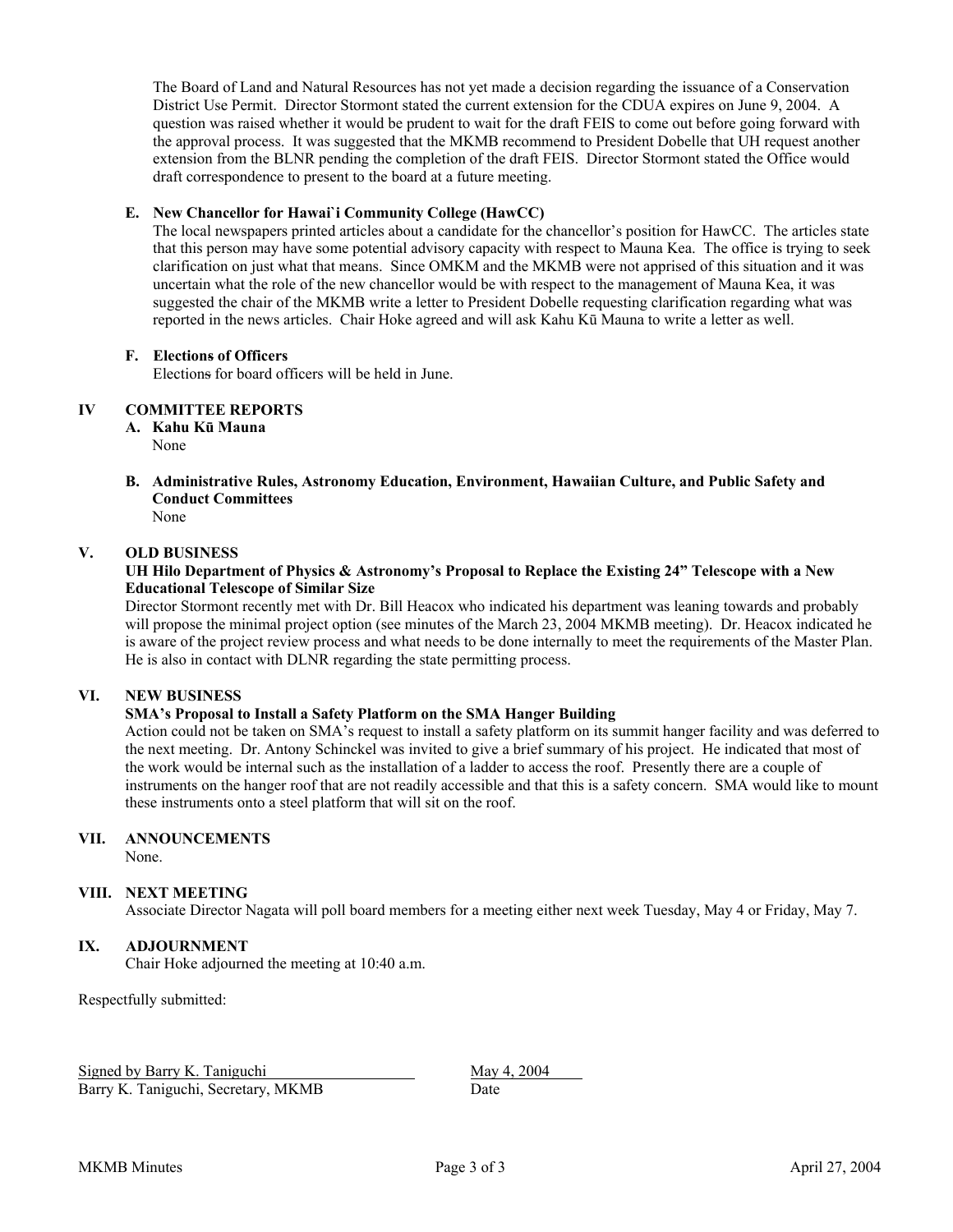The Board of Land and Natural Resources has not yet made a decision regarding the issuance of a Conservation District Use Permit. Director Stormont stated the current extension for the CDUA expires on June 9, 2004. A question was raised whether it would be prudent to wait for the draft FEIS to come out before going forward with the approval process. It was suggested that the MKMB recommend to President Dobelle that UH request another extension from the BLNR pending the completion of the draft FEIS. Director Stormont stated the Office would draft correspondence to present to the board at a future meeting.

**E. New Chancellor for Hawai`i Community College (HawCC)**

The local newspapers printed articles about a candidate for the chancellor's position for HawCC. The articles state that this person may have some potential advisory capacity with respect to Mauna Kea. The office is trying to seek clarification on just what that means. Since OMKM and the MKMB were not apprised of this situation and it was uncertain what the role of the new chancellor would be with respect to the management of Mauna Kea, it was suggested the chair of the MKMB write a letter to President Dobelle requesting clarification regarding what was reported in the news articles. Chair Hoke agreed and will ask Kahu Kū Mauna to write a letter as well.

**F. Elections of Officers**

Elections for board officers will be held in June.

## IV COMMITTEE REPORTS

**A. Kahu Kū Mauna**

None

**B. Administrative Rules, Astronomy Education, Environment, Hawaiian Culture, and Public Safety and Conduct Committees**

None

## V. OLD BUSINESS

**UH Hilo Department of Physics & Astronomy's Proposal to Replace the Existing 24" Telescope with a New Educational Telescope of Similar Size**

Director Stormont recently met with Dr. Bill Heacox who indicated his department was leaning towards and probably will propose the minimal project option (see minutes of the March 23, 2004 MKMB meeting). Dr. Heacox indicated he is aware of the project review process and what needs to be done internally to meet the requirements of the Master Plan. He is also in contact with DLNR regarding the state permitting process.

## VI. NEW BUSINESS

**SMA's Proposal to Install a Safety Platform on the SMA Hanger Building**

Action could not be taken on SMA's request to install a safety platform on its summit hanger facility and was deferred to the next meeting. Dr. Antony Schinckel was invited to give a brief summary of his project. He indicated that most of the work would be internal such as the installation of a ladder to access the roof. Presently there are a couple of instruments on the hanger roof that are not readily accessible and that this is a safety concern. SMA would like to mount these instruments onto a steel platform that will sit on the roof.

## VII. ANNOUNCEMENTS

None.

## VIII. NEXT MEETING

Associate Director Nagata will poll board members for a meeting either next week Tuesday, May 4 or Friday, May 7.

## IX. ADJOURNMENT

Chair Hoke adjourned the meeting at 10:40 a.m.

Respectfully submitted:

Signed by Barry K. Taniguchi — May 4, 2004

Barry K. Taniguchi, Secretary, MKMB — Date